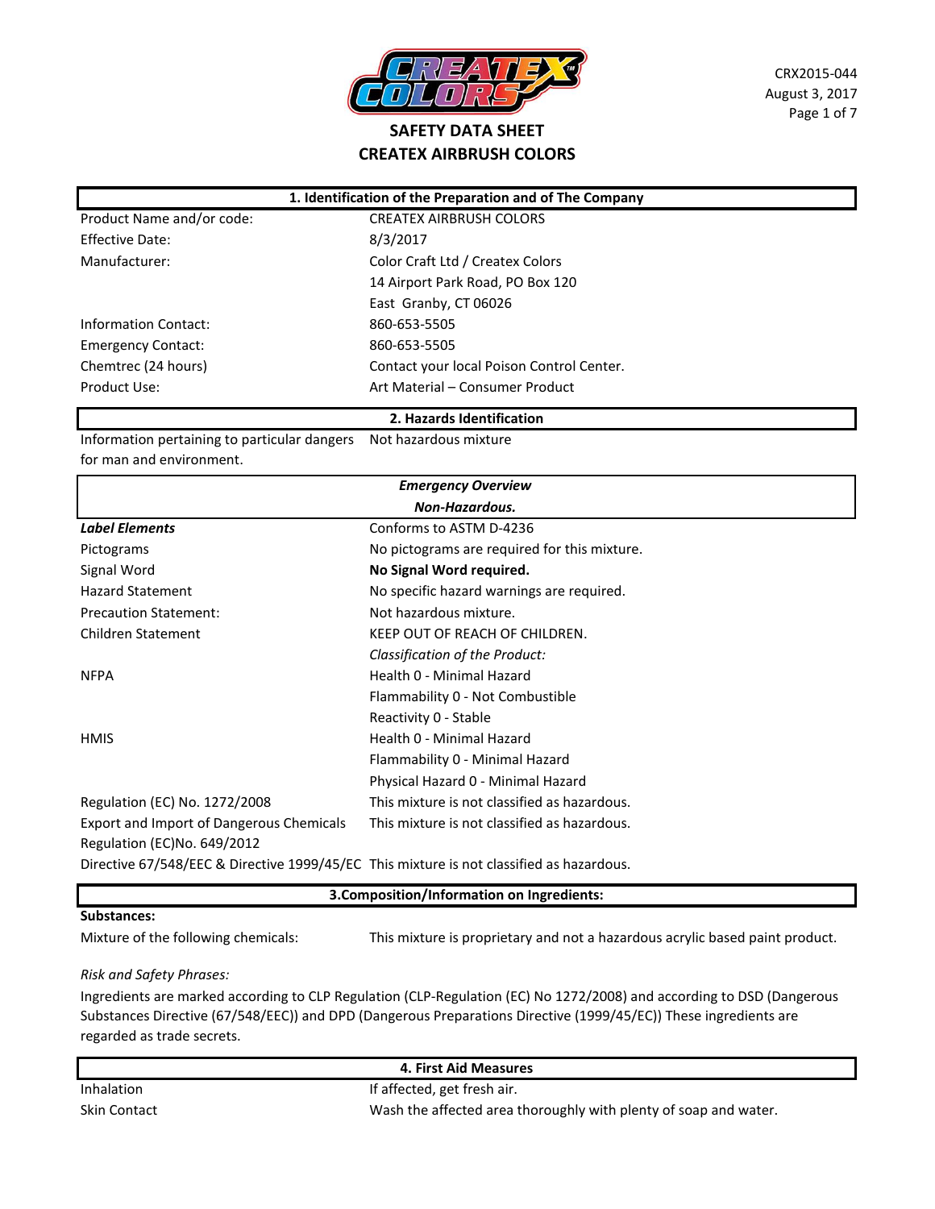CRX2015-044
August 3, 2017

# SAFETY DATA SHEET
# CREATEX AIRBRUSH COLORS

## 1. Identification of the Preparation and of The Company

| | |
|---|---|
| Product Name and/or code: | CREATEX AIRBRUSH COLORS |
| Effective Date: | 8/3/2017 |
| Manufacturer: | Color Craft Ltd / Createx Colors<br>14 Airport Park Road, PO Box 120<br>East Granby, CT 06026 |
| Information Contact: | 860-653-5505 |
| Emergency Contact: | 860-653-5505 |
| Chemtrec (24 hours) | Contact your local Poison Control Center. |
| Product Use: | Art Material – Consumer Product |

## 2. Hazards Identification

| | |
|---|---|
| Information pertaining to particular dangers for man and environment. | Not hazardous mixture |

***Emergency Overview***

***Non-Hazardous.***

| | |
|---|---|
| ***Label Elements*** | Conforms to ASTM D-4236 |
| Pictograms | No pictograms are required for this mixture. |
| Signal Word | **No Signal Word required.** |
| Hazard Statement | No specific hazard warnings are required. |
| Precaution Statement: | Not hazardous mixture. |
| Children Statement | KEEP OUT OF REACH OF CHILDREN. |
| | *Classification of the Product:* |
| NFPA | Health 0 - Minimal Hazard<br>Flammability 0 - Not Combustible<br>Reactivity 0 - Stable |
| HMIS | Health 0 - Minimal Hazard<br>Flammability 0 - Minimal Hazard<br>Physical Hazard 0 - Minimal Hazard |
| Regulation (EC) No. 1272/2008 | This mixture is not classified as hazardous. |
| Export and Import of Dangerous Chemicals Regulation (EC)No. 649/2012 | This mixture is not classified as hazardous. |
| Directive 67/548/EEC & Directive 1999/45/EC | This mixture is not classified as hazardous. |

## 3.Composition/Information on Ingredients:

**Substances:**

| | |
|---|---|
| Mixture of the following chemicals: | This mixture is proprietary and not a hazardous acrylic based paint product. |

*Risk and Safety Phrases:*

Ingredients are marked according to CLP Regulation (CLP-Regulation (EC) No 1272/2008) and according to DSD (Dangerous Substances Directive (67/548/EEC)) and DPD (Dangerous Preparations Directive (1999/45/EC)) These ingredients are regarded as trade secrets.

## 4. First Aid Measures

| | |
|---|---|
| Inhalation | If affected, get fresh air. |
| Skin Contact | Wash the affected area thoroughly with plenty of soap and water. |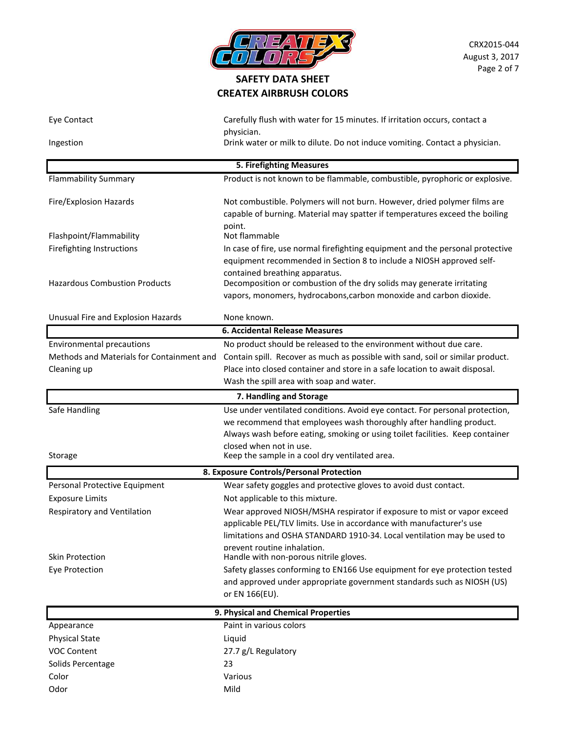| | |
|---|---|
| Eye Contact | Carefully flush with water for 15 minutes. If irritation occurs, contact a physician. |
| Ingestion | Drink water or milk to dilute. Do not induce vomiting. Contact a physician. |

## 5. Firefighting Measures

| | |
|---|---|
| Flammability Summary | Product is not known to be flammable, combustible, pyrophoric or explosive. |
| Fire/Explosion Hazards | Not combustible. Polymers will not burn. However, dried polymer films are capable of burning. Material may spatter if temperatures exceed the boiling point. |
| Flashpoint/Flammability | Not flammable |
| Firefighting Instructions | In case of fire, use normal firefighting equipment and the personal protective equipment recommended in Section 8 to include a NIOSH approved self-contained breathing apparatus. |
| Hazardous Combustion Products | Decomposition or combustion of the dry solids may generate irritating vapors, monomers, hydrocabons,carbon monoxide and carbon dioxide. |
| Unusual Fire and Explosion Hazards | None known. |

## 6. Accidental Release Measures

| | |
|---|---|
| Environmental precautions | No product should be released to the environment without due care. |
| Methods and Materials for Containment and Cleaning up | Contain spill. Recover as much as possible with sand, soil or similar product. Place into closed container and store in a safe location to await disposal. Wash the spill area with soap and water. |

## 7. Handling and Storage

| | |
|---|---|
| Safe Handling | Use under ventilated conditions. Avoid eye contact. For personal protection, we recommend that employees wash thoroughly after handling product. Always wash before eating, smoking or using toilet facilities. Keep container closed when not in use. |
| Storage | Keep the sample in a cool dry ventilated area. |

## 8. Exposure Controls/Personal Protection

| | |
|---|---|
| Personal Protective Equipment | Wear safety goggles and protective gloves to avoid dust contact. |
| Exposure Limits | Not applicable to this mixture. |
| Respiratory and Ventilation | Wear approved NIOSH/MSHA respirator if exposure to mist or vapor exceed applicable PEL/TLV limits. Use in accordance with manufacturer's use limitations and OSHA STANDARD 1910-34. Local ventilation may be used to prevent routine inhalation. |
| Skin Protection | Handle with non-porous nitrile gloves. |
| Eye Protection | Safety glasses conforming to EN166 Use equipment for eye protection tested and approved under appropriate government standards such as NIOSH (US) or EN 166(EU). |

## 9. Physical and Chemical Properties

| | |
|---|---|
| Appearance | Paint in various colors |
| Physical State | Liquid |
| VOC Content | 27.7 g/L Regulatory |
| Solids Percentage | 23 |
| Color | Various |
| Odor | Mild |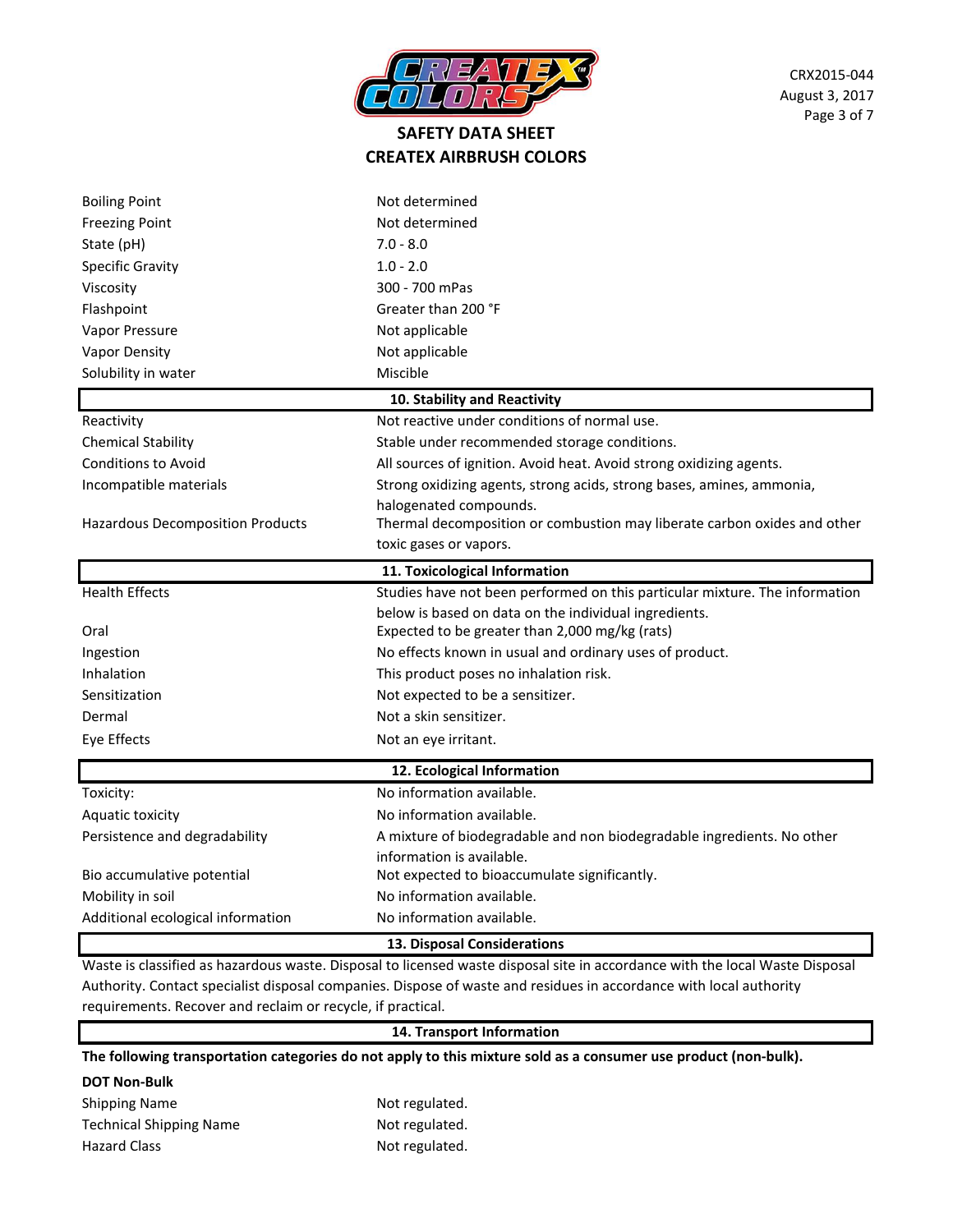| | |
|---|---|
| Boiling Point | Not determined |
| Freezing Point | Not determined |
| State (pH) | 7.0 - 8.0 |
| Specific Gravity | 1.0 - 2.0 |
| Viscosity | 300 - 700 mPas |
| Flashpoint | Greater than 200 °F |
| Vapor Pressure | Not applicable |
| Vapor Density | Not applicable |
| Solubility in water | Miscible |

## 10. Stability and Reactivity

| | |
|---|---|
| Reactivity | Not reactive under conditions of normal use. |
| Chemical Stability | Stable under recommended storage conditions. |
| Conditions to Avoid | All sources of ignition. Avoid heat. Avoid strong oxidizing agents. |
| Incompatible materials | Strong oxidizing agents, strong acids, strong bases, amines, ammonia, halogenated compounds. |
| Hazardous Decomposition Products | Thermal decomposition or combustion may liberate carbon oxides and other toxic gases or vapors. |

## 11. Toxicological Information

| | |
|---|---|
| Health Effects | Studies have not been performed on this particular mixture. The information below is based on data on the individual ingredients. |
| Oral | Expected to be greater than 2,000 mg/kg (rats) |
| Ingestion | No effects known in usual and ordinary uses of product. |
| Inhalation | This product poses no inhalation risk. |
| Sensitization | Not expected to be a sensitizer. |
| Dermal | Not a skin sensitizer. |
| Eye Effects | Not an eye irritant. |

## 12. Ecological Information

| | |
|---|---|
| Toxicity: | No information available. |
| Aquatic toxicity | No information available. |
| Persistence and degradability | A mixture of biodegradable and non biodegradable ingredients. No other information is available. |
| Bio accumulative potential | Not expected to bioaccumulate significantly. |
| Mobility in soil | No information available. |
| Additional ecological information | No information available. |

## 13. Disposal Considerations

Waste is classified as hazardous waste. Disposal to licensed waste disposal site in accordance with the local Waste Disposal Authority. Contact specialist disposal companies. Dispose of waste and residues in accordance with local authority requirements. Recover and reclaim or recycle, if practical.

## 14. Transport Information

**The following transportation categories do not apply to this mixture sold as a consumer use product (non-bulk).**

**DOT Non-Bulk**

| | |
|---|---|
| Shipping Name | Not regulated. |
| Technical Shipping Name | Not regulated. |
| Hazard Class | Not regulated. |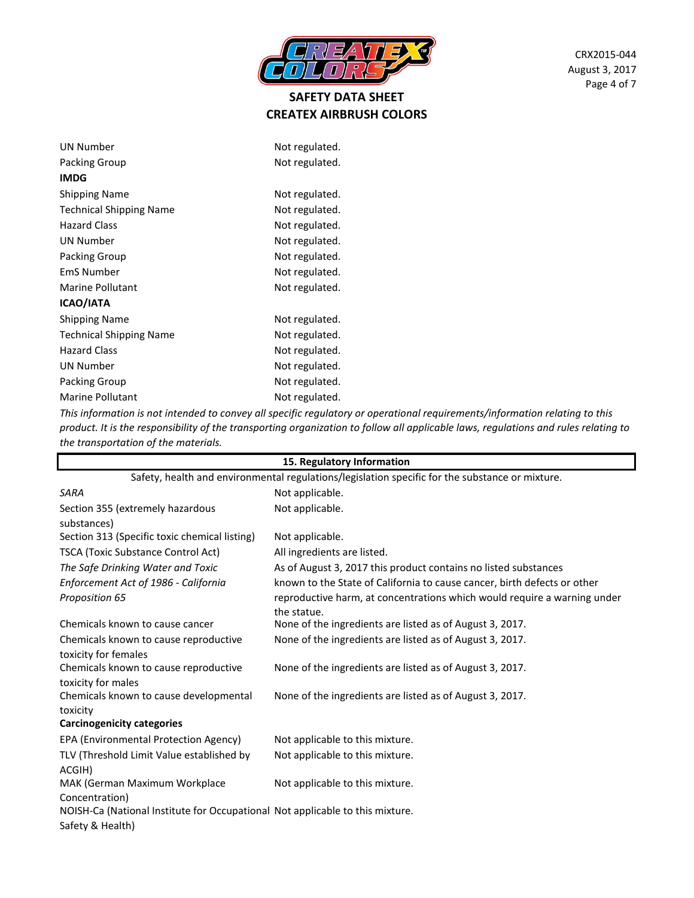| | |
|---|---|
| UN Number | Not regulated. |
| Packing Group | Not regulated. |
| **IMDG** | |
| Shipping Name | Not regulated. |
| Technical Shipping Name | Not regulated. |
| Hazard Class | Not regulated. |
| UN Number | Not regulated. |
| Packing Group | Not regulated. |
| EmS Number | Not regulated. |
| Marine Pollutant | Not regulated. |
| **ICAO/IATA** | |
| Shipping Name | Not regulated. |
| Technical Shipping Name | Not regulated. |
| Hazard Class | Not regulated. |
| UN Number | Not regulated. |
| Packing Group | Not regulated. |
| Marine Pollutant | Not regulated. |

*This information is not intended to convey all specific regulatory or operational requirements/information relating to this product. It is the responsibility of the transporting organization to follow all applicable laws, regulations and rules relating to the transportation of the materials.*

## 15. Regulatory Information

Safety, health and environmental regulations/legislation specific for the substance or mixture.

| | |
|---|---|
| *SARA* | Not applicable. |
| Section 355 (extremely hazardous substances) | Not applicable. |
| Section 313 (Specific toxic chemical listing) | Not applicable. |
| TSCA (Toxic Substance Control Act) | All ingredients are listed. |
| *The Safe Drinking Water and Toxic Enforcement Act of 1986 - California Proposition 65* | As of August 3, 2017 this product contains no listed substances known to the State of California to cause cancer, birth defects or other reproductive harm, at concentrations which would require a warning under the statue. |
| Chemicals known to cause cancer | None of the ingredients are listed as of August 3, 2017. |
| Chemicals known to cause reproductive toxicity for females | None of the ingredients are listed as of August 3, 2017. |
| Chemicals known to cause reproductive toxicity for males | None of the ingredients are listed as of August 3, 2017. |
| Chemicals known to cause developmental toxicity | None of the ingredients are listed as of August 3, 2017. |
| **Carcinogenicity categories** | |
| EPA (Environmental Protection Agency) | Not applicable to this mixture. |
| TLV (Threshold Limit Value established by ACGIH) | Not applicable to this mixture. |
| MAK (German Maximum Workplace Concentration) | Not applicable to this mixture. |
| NOISH-Ca (National Institute for Occupational Safety & Health) | Not applicable to this mixture. |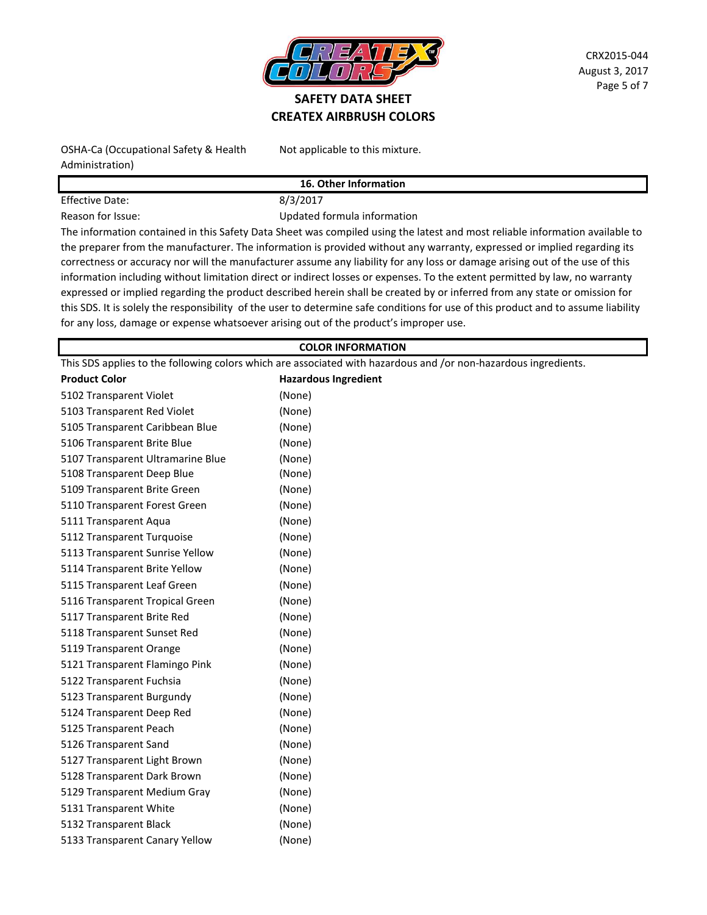| OSHA-Ca (Occupational Safety & Health Administration) | Not applicable to this mixture. |
|---|---|

## 16. Other Information

| Effective Date: | 8/3/2017 |
|---|---|
| Reason for Issue: | Updated formula information |

The information contained in this Safety Data Sheet was compiled using the latest and most reliable information available to the preparer from the manufacturer. The information is provided without any warranty, expressed or implied regarding its correctness or accuracy nor will the manufacturer assume any liability for any loss or damage arising out of the use of this information including without limitation direct or indirect losses or expenses. To the extent permitted by law, no warranty expressed or implied regarding the product described herein shall be created by or inferred from any state or omission for this SDS. It is solely the responsibility of the user to determine safe conditions for use of this product and to assume liability for any loss, damage or expense whatsoever arising out of the product's improper use.

## COLOR INFORMATION

This SDS applies to the following colors which are associated with hazardous and /or non-hazardous ingredients.

| Product Color | Hazardous Ingredient |
|---|---|
| 5102 Transparent Violet | (None) |
| 5103 Transparent Red Violet | (None) |
| 5105 Transparent Caribbean Blue | (None) |
| 5106 Transparent Brite Blue | (None) |
| 5107 Transparent Ultramarine Blue | (None) |
| 5108 Transparent Deep Blue | (None) |
| 5109 Transparent Brite Green | (None) |
| 5110 Transparent Forest Green | (None) |
| 5111 Transparent Aqua | (None) |
| 5112 Transparent Turquoise | (None) |
| 5113 Transparent Sunrise Yellow | (None) |
| 5114 Transparent Brite Yellow | (None) |
| 5115 Transparent Leaf Green | (None) |
| 5116 Transparent Tropical Green | (None) |
| 5117 Transparent Brite Red | (None) |
| 5118 Transparent Sunset Red | (None) |
| 5119 Transparent Orange | (None) |
| 5121 Transparent Flamingo Pink | (None) |
| 5122 Transparent Fuchsia | (None) |
| 5123 Transparent Burgundy | (None) |
| 5124 Transparent Deep Red | (None) |
| 5125 Transparent Peach | (None) |
| 5126 Transparent Sand | (None) |
| 5127 Transparent Light Brown | (None) |
| 5128 Transparent Dark Brown | (None) |
| 5129 Transparent Medium Gray | (None) |
| 5131 Transparent White | (None) |
| 5132 Transparent Black | (None) |
| 5133 Transparent Canary Yellow | (None) |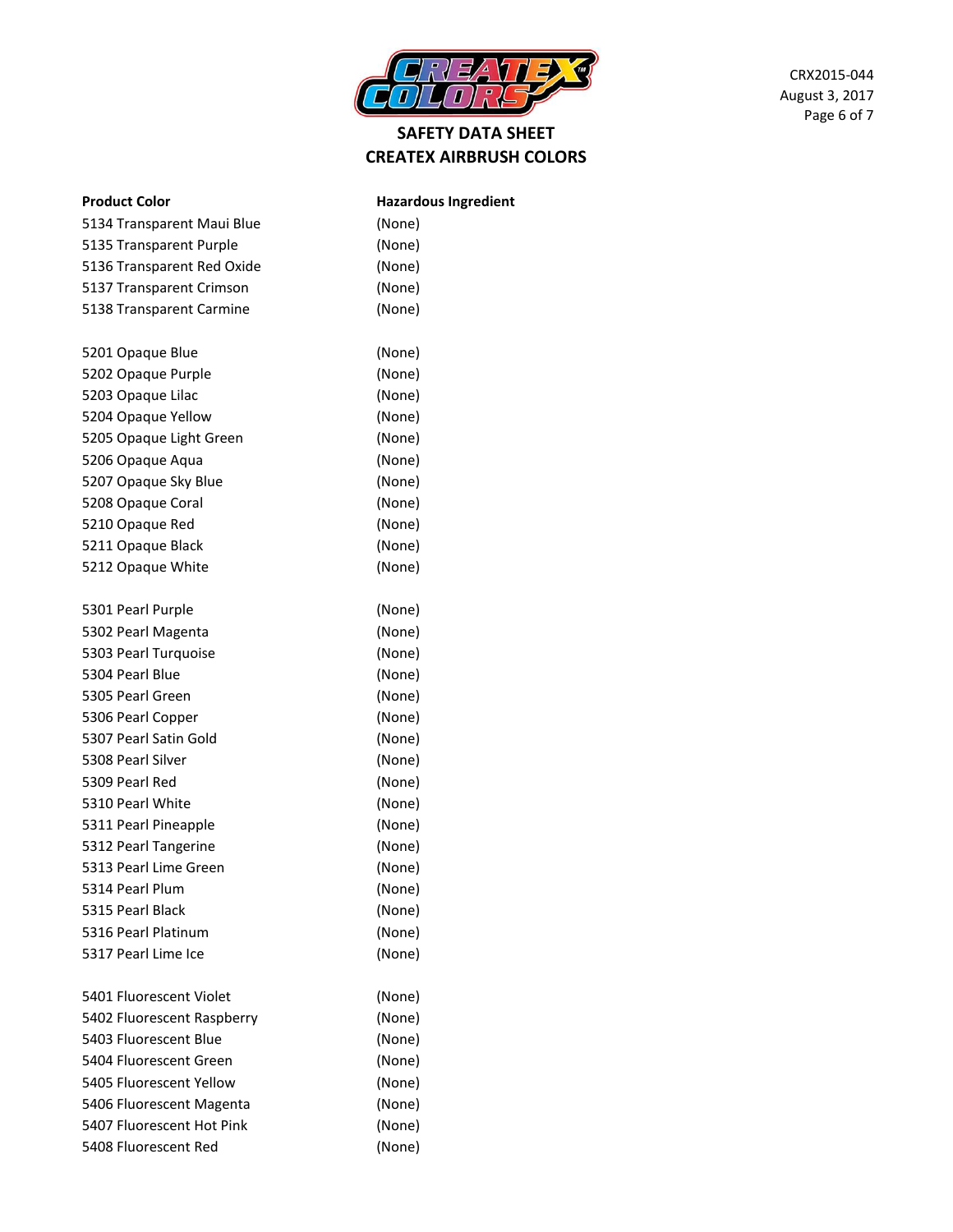| Product Color | Hazardous Ingredient |
|---|---|
| 5134 Transparent Maui Blue | (None) |
| 5135 Transparent Purple | (None) |
| 5136 Transparent Red Oxide | (None) |
| 5137 Transparent Crimson | (None) |
| 5138 Transparent Carmine | (None) |
| | |
| 5201 Opaque Blue | (None) |
| 5202 Opaque Purple | (None) |
| 5203 Opaque Lilac | (None) |
| 5204 Opaque Yellow | (None) |
| 5205 Opaque Light Green | (None) |
| 5206 Opaque Aqua | (None) |
| 5207 Opaque Sky Blue | (None) |
| 5208 Opaque Coral | (None) |
| 5210 Opaque Red | (None) |
| 5211 Opaque Black | (None) |
| 5212 Opaque White | (None) |
| | |
| 5301 Pearl Purple | (None) |
| 5302 Pearl Magenta | (None) |
| 5303 Pearl Turquoise | (None) |
| 5304 Pearl Blue | (None) |
| 5305 Pearl Green | (None) |
| 5306 Pearl Copper | (None) |
| 5307 Pearl Satin Gold | (None) |
| 5308 Pearl Silver | (None) |
| 5309 Pearl Red | (None) |
| 5310 Pearl White | (None) |
| 5311 Pearl Pineapple | (None) |
| 5312 Pearl Tangerine | (None) |
| 5313 Pearl Lime Green | (None) |
| 5314 Pearl Plum | (None) |
| 5315 Pearl Black | (None) |
| 5316 Pearl Platinum | (None) |
| 5317 Pearl Lime Ice | (None) |
| | |
| 5401 Fluorescent Violet | (None) |
| 5402 Fluorescent Raspberry | (None) |
| 5403 Fluorescent Blue | (None) |
| 5404 Fluorescent Green | (None) |
| 5405 Fluorescent Yellow | (None) |
| 5406 Fluorescent Magenta | (None) |
| 5407 Fluorescent Hot Pink | (None) |
| 5408 Fluorescent Red | (None) |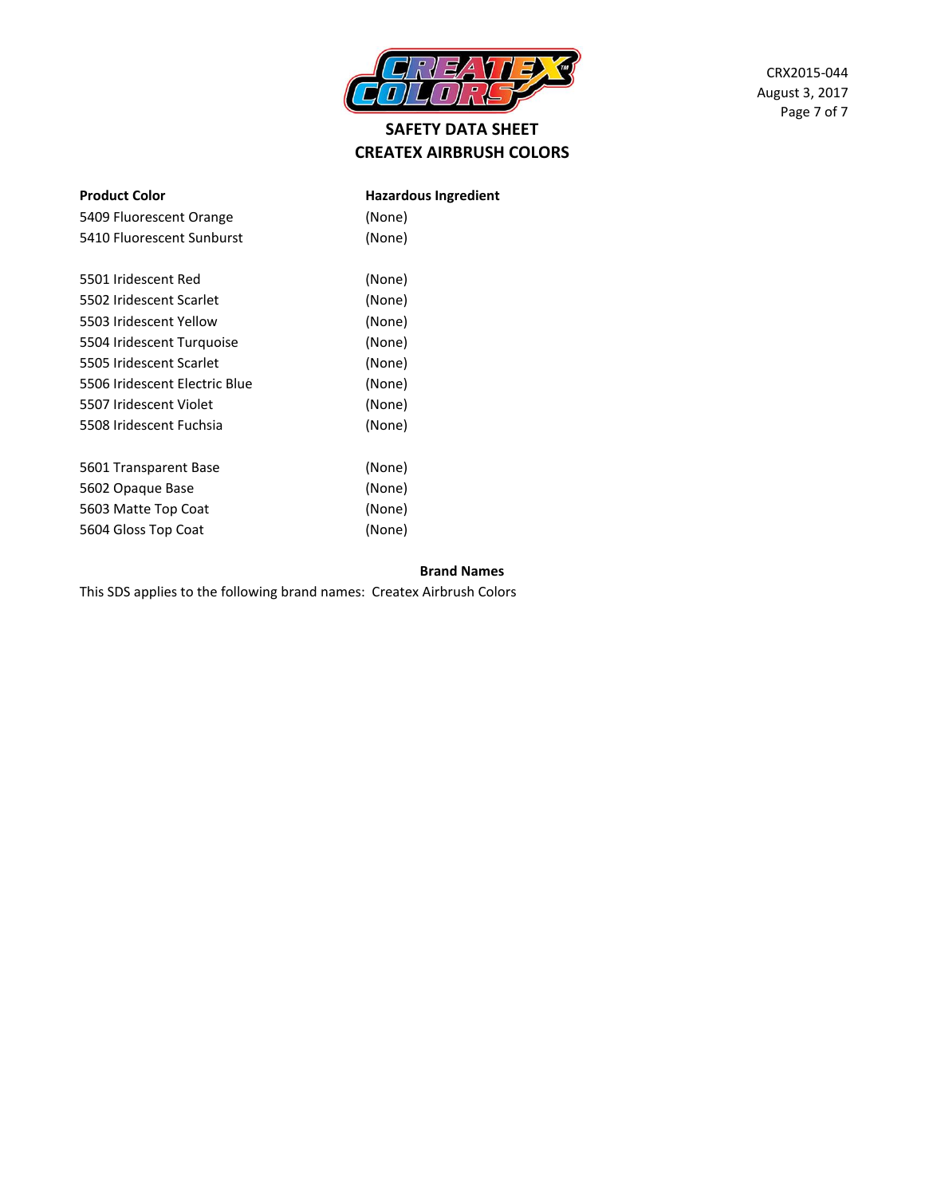| Product Color | Hazardous Ingredient |
|---|---|
| 5409 Fluorescent Orange | (None) |
| 5410 Fluorescent Sunburst | (None) |
| | |
| 5501 Iridescent Red | (None) |
| 5502 Iridescent Scarlet | (None) |
| 5503 Iridescent Yellow | (None) |
| 5504 Iridescent Turquoise | (None) |
| 5505 Iridescent Scarlet | (None) |
| 5506 Iridescent Electric Blue | (None) |
| 5507 Iridescent Violet | (None) |
| 5508 Iridescent Fuchsia | (None) |
| | |
| 5601 Transparent Base | (None) |
| 5602 Opaque Base | (None) |
| 5603 Matte Top Coat | (None) |
| 5604 Gloss Top Coat | (None) |

**Brand Names**

This SDS applies to the following brand names: Createx Airbrush Colors